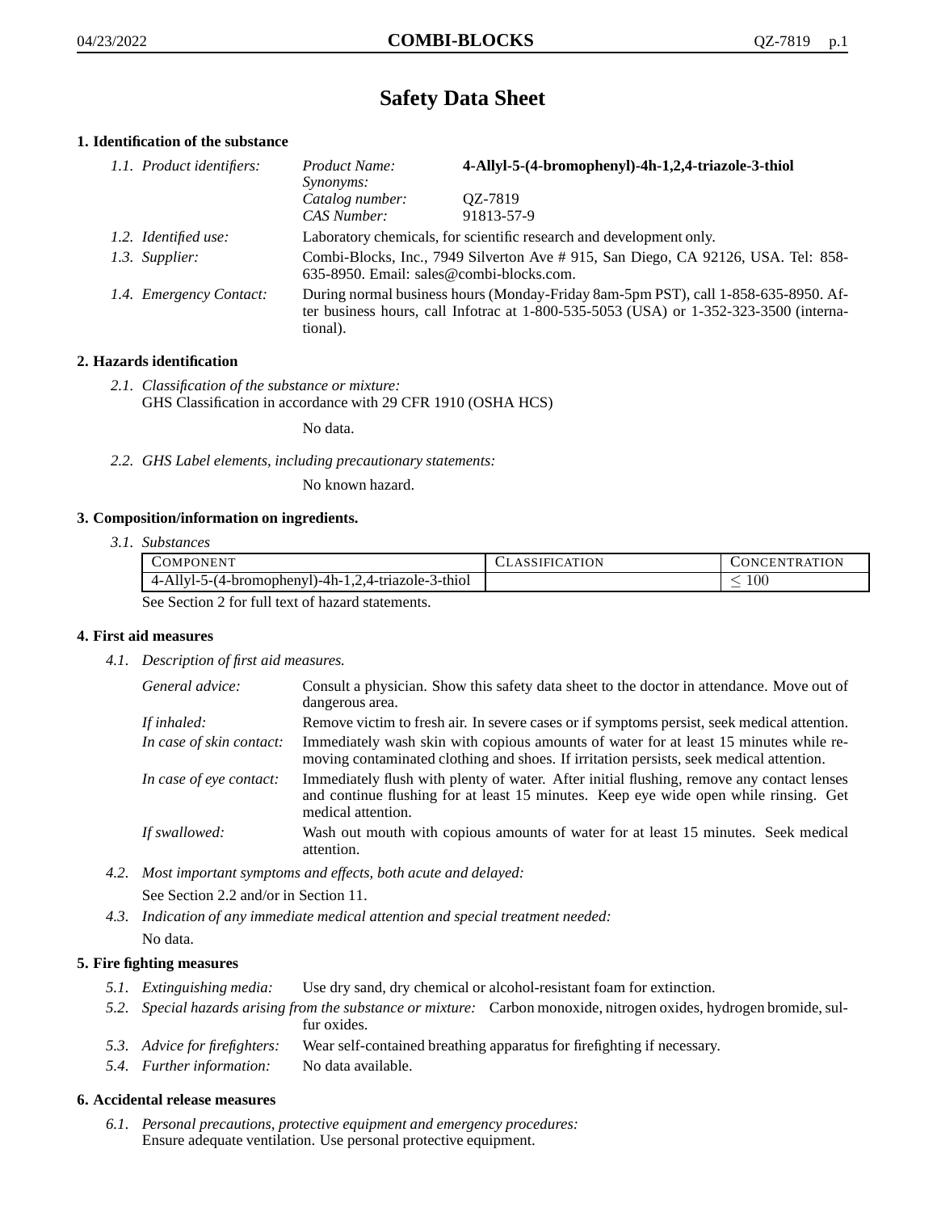# Safety Data Sheet

## 1. Identification of the substance

*1.1. Product identifiers:*

*Product Name:* **4-Allyl-5-(4-bromophenyl)-4h-1,2,4-triazole-3-thiol**
*Synonyms:*
*Catalog number:* QZ-7819
*CAS Number:* 91813-57-9

*1.2. Identified use:* Laboratory chemicals, for scientific research and development only.

*1.3. Supplier:* Combi-Blocks, Inc., 7949 Silverton Ave # 915, San Diego, CA 92126, USA. Tel: 858-635-8950. Email: sales@combi-blocks.com.

*1.4. Emergency Contact:* During normal business hours (Monday-Friday 8am-5pm PST), call 1-858-635-8950. After business hours, call Infotrac at 1-800-535-5053 (USA) or 1-352-323-3500 (international).

## 2. Hazards identification

*2.1. Classification of the substance or mixture:*
GHS Classification in accordance with 29 CFR 1910 (OSHA HCS)

No data.

*2.2. GHS Label elements, including precautionary statements:*

No known hazard.

## 3. Composition/information on ingredients.

*3.1. Substances*

| Component | Classification | Concentration |
|---|---|---|
| 4-Allyl-5-(4-bromophenyl)-4h-1,2,4-triazole-3-thiol | | $\leq 100$ |

See Section 2 for full text of hazard statements.

## 4. First aid measures

*4.1. Description of first aid measures.*

*General advice:* Consult a physician. Show this safety data sheet to the doctor in attendance. Move out of dangerous area.

*If inhaled:* Remove victim to fresh air. In severe cases or if symptoms persist, seek medical attention.

*In case of skin contact:* Immediately wash skin with copious amounts of water for at least 15 minutes while removing contaminated clothing and shoes. If irritation persists, seek medical attention.

*In case of eye contact:* Immediately flush with plenty of water. After initial flushing, remove any contact lenses and continue flushing for at least 15 minutes. Keep eye wide open while rinsing. Get medical attention.

*If swallowed:* Wash out mouth with copious amounts of water for at least 15 minutes. Seek medical attention.

*4.2. Most important symptoms and effects, both acute and delayed:*

See Section 2.2 and/or in Section 11.

*4.3. Indication of any immediate medical attention and special treatment needed:*

No data.

## 5. Fire fighting measures

*5.1. Extinguishing media:* Use dry sand, dry chemical or alcohol-resistant foam for extinction.

*5.2. Special hazards arising from the substance or mixture:* Carbon monoxide, nitrogen oxides, hydrogen bromide, sulfur oxides.

*5.3. Advice for firefighters:* Wear self-contained breathing apparatus for firefighting if necessary.

*5.4. Further information:* No data available.

## 6. Accidental release measures

*6.1. Personal precautions, protective equipment and emergency procedures:*
Ensure adequate ventilation. Use personal protective equipment.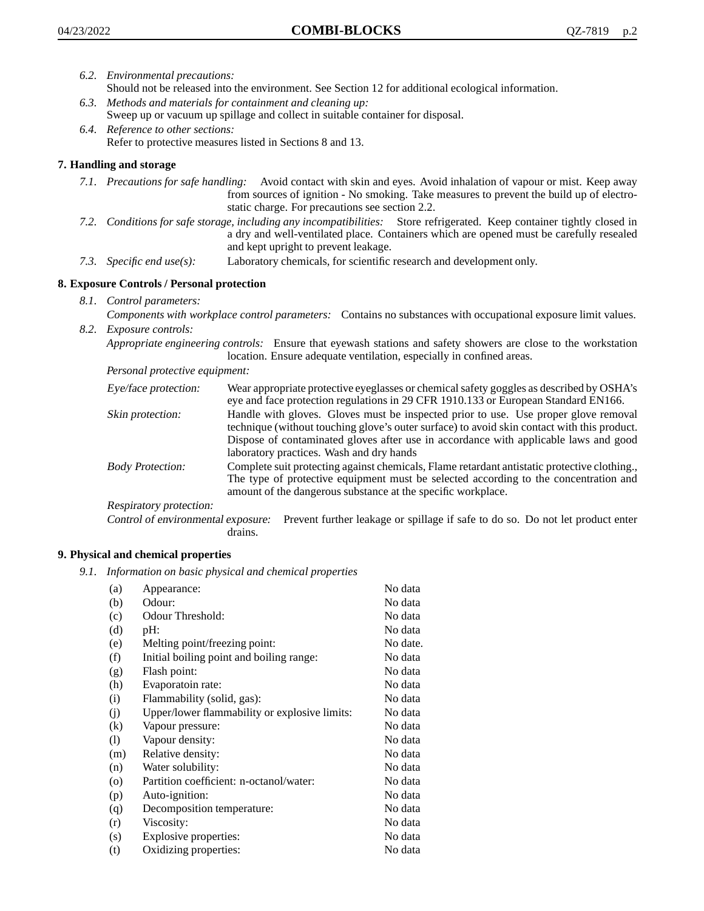*6.2. Environmental precautions:*
Should not be released into the environment. See Section 12 for additional ecological information.

*6.3. Methods and materials for containment and cleaning up:*
Sweep up or vacuum up spillage and collect in suitable container for disposal.

*6.4. Reference to other sections:*
Refer to protective measures listed in Sections 8 and 13.

## 7. Handling and storage

*7.1. Precautions for safe handling:* Avoid contact with skin and eyes. Avoid inhalation of vapour or mist. Keep away from sources of ignition - No smoking. Take measures to prevent the build up of electrostatic charge. For precautions see section 2.2.

*7.2. Conditions for safe storage, including any incompatibilities:* Store refrigerated. Keep container tightly closed in a dry and well-ventilated place. Containers which are opened must be carefully resealed and kept upright to prevent leakage.

*7.3. Specific end use(s):* Laboratory chemicals, for scientific research and development only.

## 8. Exposure Controls / Personal protection

*8.1. Control parameters:*
*Components with workplace control parameters:* Contains no substances with occupational exposure limit values.

*8.2. Exposure controls:*
*Appropriate engineering controls:* Ensure that eyewash stations and safety showers are close to the workstation location. Ensure adequate ventilation, especially in confined areas.

*Personal protective equipment:*

*Eye/face protection:* Wear appropriate protective eyeglasses or chemical safety goggles as described by OSHA's eye and face protection regulations in 29 CFR 1910.133 or European Standard EN166.

*Skin protection:* Handle with gloves. Gloves must be inspected prior to use. Use proper glove removal technique (without touching glove's outer surface) to avoid skin contact with this product. Dispose of contaminated gloves after use in accordance with applicable laws and good laboratory practices. Wash and dry hands

*Body Protection:* Complete suit protecting against chemicals, Flame retardant antistatic protective clothing., The type of protective equipment must be selected according to the concentration and amount of the dangerous substance at the specific workplace.

*Respiratory protection:*

*Control of environmental exposure:* Prevent further leakage or spillage if safe to do so. Do not let product enter drains.

## 9. Physical and chemical properties

*9.1. Information on basic physical and chemical properties*

| | | |
|---|---|---|
| (a) | Appearance: | No data |
| (b) | Odour: | No data |
| (c) | Odour Threshold: | No data |
| (d) | pH: | No data |
| (e) | Melting point/freezing point: | No date. |
| (f) | Initial boiling point and boiling range: | No data |
| (g) | Flash point: | No data |
| (h) | Evaporatoin rate: | No data |
| (i) | Flammability (solid, gas): | No data |
| (j) | Upper/lower flammability or explosive limits: | No data |
| (k) | Vapour pressure: | No data |
| (l) | Vapour density: | No data |
| (m) | Relative density: | No data |
| (n) | Water solubility: | No data |
| (o) | Partition coefficient: n-octanol/water: | No data |
| (p) | Auto-ignition: | No data |
| (q) | Decomposition temperature: | No data |
| (r) | Viscosity: | No data |
| (s) | Explosive properties: | No data |
| (t) | Oxidizing properties: | No data |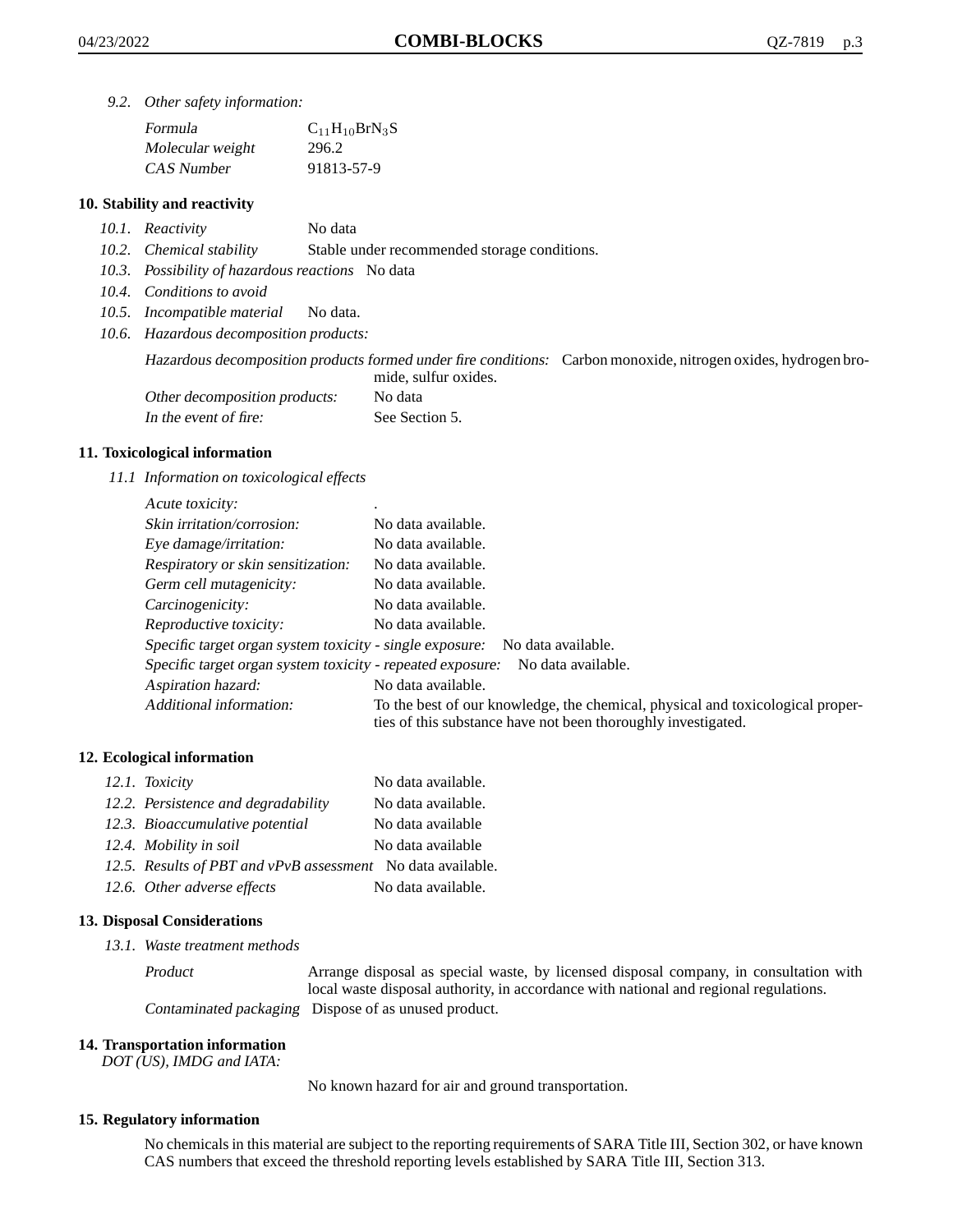*9.2. Other safety information:*

| | |
|---|---|
| *Formula* | $C_{11}H_{10}BrN_3S$ |
| *Molecular weight* | 296.2 |
| *CAS Number* | 91813-57-9 |

## 10. Stability and reactivity

*10.1. Reactivity* No data

*10.2. Chemical stability* Stable under recommended storage conditions.

*10.3. Possibility of hazardous reactions* No data

*10.4. Conditions to avoid*

*10.5. Incompatible material* No data.

*10.6. Hazardous decomposition products:*

*Hazardous decomposition products formed under fire conditions:* Carbon monoxide, nitrogen oxides, hydrogen bromide, sulfur oxides.

*Other decomposition products:* No data

*In the event of fire:* See Section 5.

## 11. Toxicological information

*11.1 Information on toxicological effects*

| | |
|---|---|
| *Acute toxicity:* | . |
| *Skin irritation/corrosion:* | No data available. |
| *Eye damage/irritation:* | No data available. |
| *Respiratory or skin sensitization:* | No data available. |
| *Germ cell mutagenicity:* | No data available. |
| *Carcinogenicity:* | No data available. |
| *Reproductive toxicity:* | No data available. |
| *Specific target organ system toxicity - single exposure:* | No data available. |
| *Specific target organ system toxicity - repeated exposure:* | No data available. |
| *Aspiration hazard:* | No data available. |
| *Additional information:* | To the best of our knowledge, the chemical, physical and toxicological properties of this substance have not been thoroughly investigated. |

## 12. Ecological information

| | |
|---|---|
| *12.1. Toxicity* | No data available. |
| *12.2. Persistence and degradability* | No data available. |
| *12.3. Bioaccumulative potential* | No data available |
| *12.4. Mobility in soil* | No data available |
| *12.5. Results of PBT and vPvB assessment* | No data available. |
| *12.6. Other adverse effects* | No data available. |

## 13. Disposal Considerations

*13.1. Waste treatment methods*

*Product* Arrange disposal as special waste, by licensed disposal company, in consultation with local waste disposal authority, in accordance with national and regional regulations.

*Contaminated packaging* Dispose of as unused product.

## 14. Transportation information

*DOT (US), IMDG and IATA:*

No known hazard for air and ground transportation.

## 15. Regulatory information

No chemicals in this material are subject to the reporting requirements of SARA Title III, Section 302, or have known CAS numbers that exceed the threshold reporting levels established by SARA Title III, Section 313.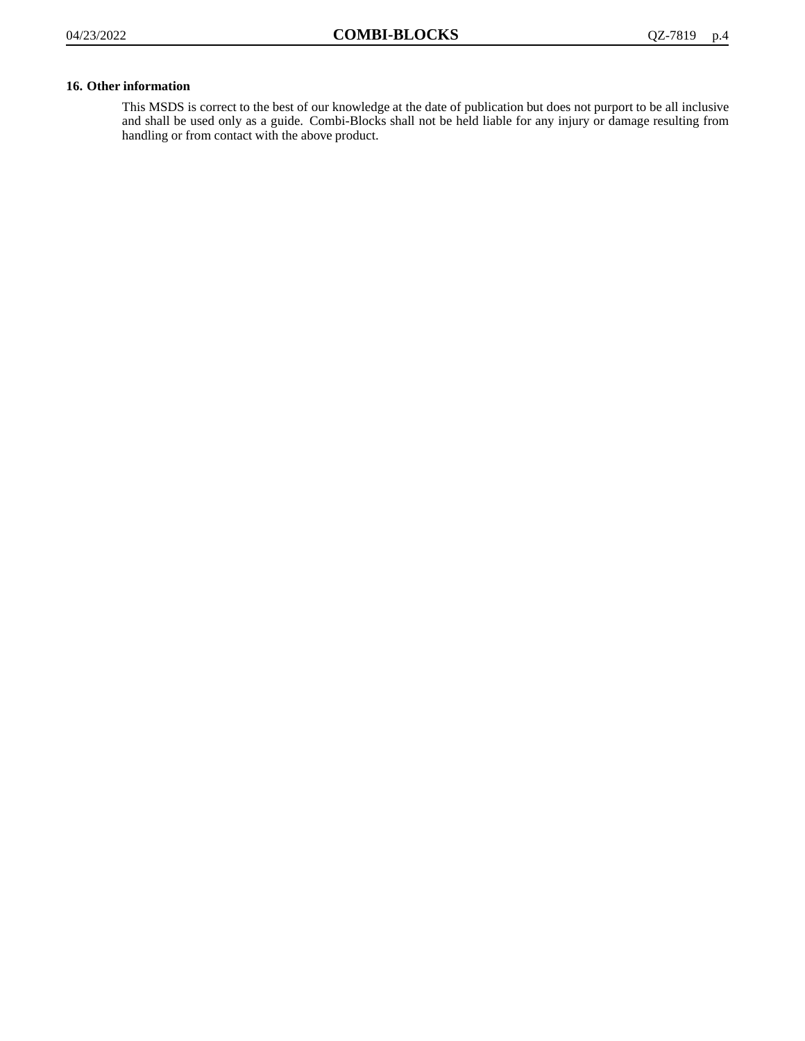## 16. Other information

This MSDS is correct to the best of our knowledge at the date of publication but does not purport to be all inclusive and shall be used only as a guide. Combi-Blocks shall not be held liable for any injury or damage resulting from handling or from contact with the above product.